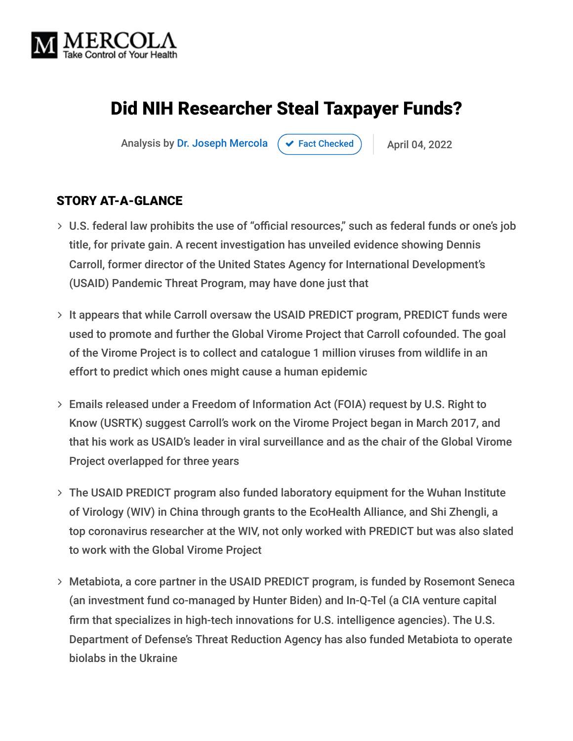MERCOLA
Take Control of Your Health

# Did NIH Researcher Steal Taxpayer Funds?

Analysis by Dr. Joseph Mercola | Fact Checked | April 04, 2022

## STORY AT-A-GLANCE

- U.S. federal law prohibits the use of "official resources," such as federal funds or one's job title, for private gain. A recent investigation has unveiled evidence showing Dennis Carroll, former director of the United States Agency for International Development's (USAID) Pandemic Threat Program, may have done just that
- It appears that while Carroll oversaw the USAID PREDICT program, PREDICT funds were used to promote and further the Global Virome Project that Carroll cofounded. The goal of the Virome Project is to collect and catalogue 1 million viruses from wildlife in an effort to predict which ones might cause a human epidemic
- Emails released under a Freedom of Information Act (FOIA) request by U.S. Right to Know (USRTK) suggest Carroll's work on the Virome Project began in March 2017, and that his work as USAID's leader in viral surveillance and as the chair of the Global Virome Project overlapped for three years
- The USAID PREDICT program also funded laboratory equipment for the Wuhan Institute of Virology (WIV) in China through grants to the EcoHealth Alliance, and Shi Zhengli, a top coronavirus researcher at the WIV, not only worked with PREDICT but was also slated to work with the Global Virome Project
- Metabiota, a core partner in the USAID PREDICT program, is funded by Rosemont Seneca (an investment fund co-managed by Hunter Biden) and In-Q-Tel (a CIA venture capital firm that specializes in high-tech innovations for U.S. intelligence agencies). The U.S. Department of Defense's Threat Reduction Agency has also funded Metabiota to operate biolabs in the Ukraine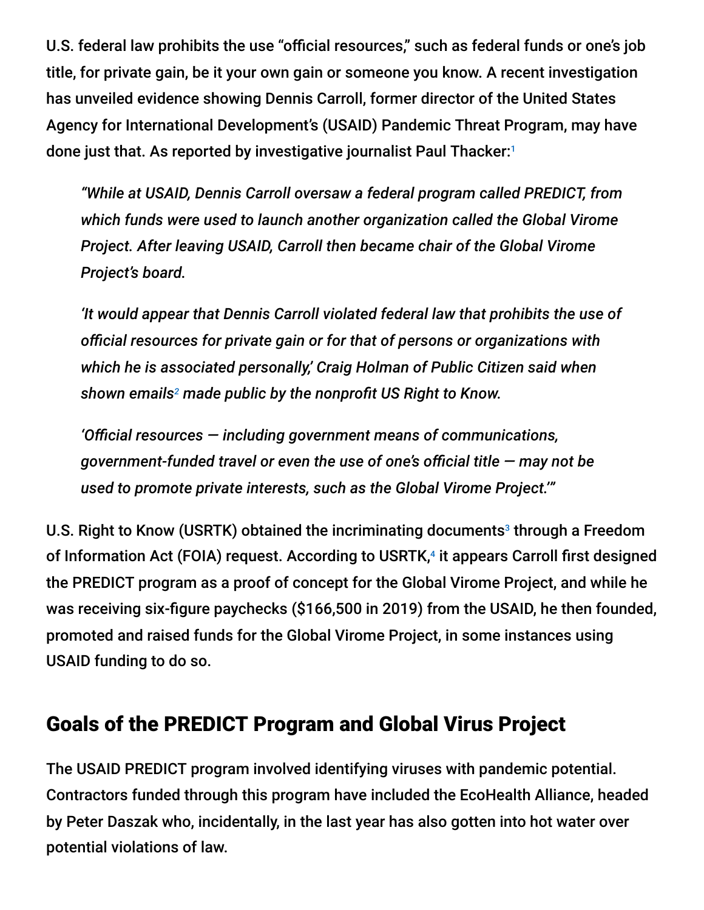U.S. federal law prohibits the use "official resources," such as federal funds or one's job title, for private gain, be it your own gain or someone you know. A recent investigation has unveiled evidence showing Dennis Carroll, former director of the United States Agency for International Development's (USAID) Pandemic Threat Program, may have done just that. As reported by investigative journalist Paul Thacker:[1]

> *"While at USAID, Dennis Carroll oversaw a federal program called PREDICT, from which funds were used to launch another organization called the Global Virome Project. After leaving USAID, Carroll then became chair of the Global Virome Project's board.*
>
> *'It would appear that Dennis Carroll violated federal law that prohibits the use of official resources for private gain or for that of persons or organizations with which he is associated personally,' Craig Holman of Public Citizen said when shown emails[2] made public by the nonprofit US Right to Know.*
>
> *'Official resources — including government means of communications, government-funded travel or even the use of one's official title — may not be used to promote private interests, such as the Global Virome Project.'"*

U.S. Right to Know (USRTK) obtained the incriminating documents[3] through a Freedom of Information Act (FOIA) request. According to USRTK,[4] it appears Carroll first designed the PREDICT program as a proof of concept for the Global Virome Project, and while he was receiving six-figure paychecks ($166,500 in 2019) from the USAID, he then founded, promoted and raised funds for the Global Virome Project, in some instances using USAID funding to do so.

## Goals of the PREDICT Program and Global Virus Project

The USAID PREDICT program involved identifying viruses with pandemic potential. Contractors funded through this program have included the EcoHealth Alliance, headed by Peter Daszak who, incidentally, in the last year has also gotten into hot water over potential violations of law.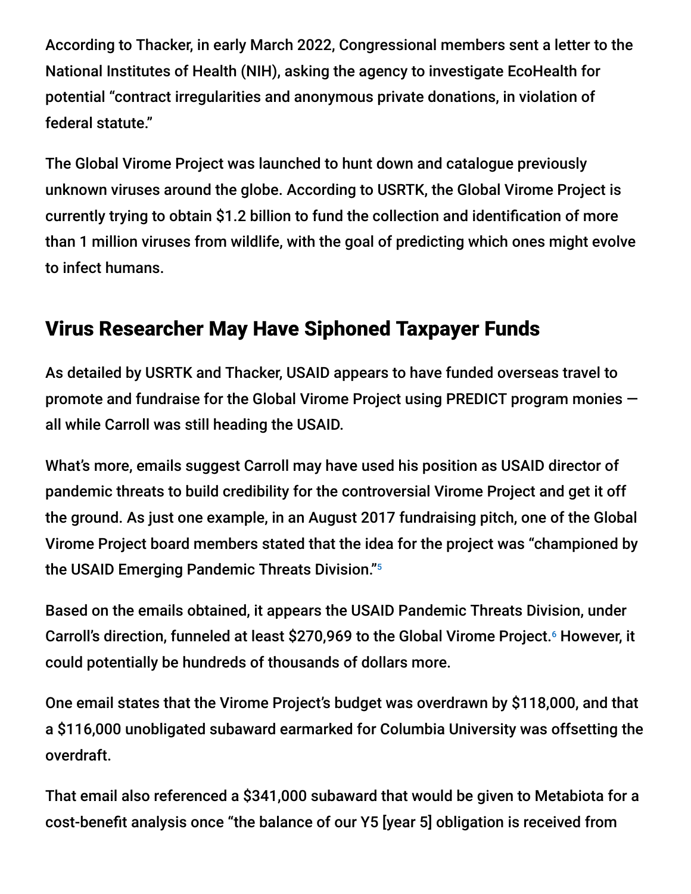According to Thacker, in early March 2022, Congressional members sent a letter to the National Institutes of Health (NIH), asking the agency to investigate EcoHealth for potential "contract irregularities and anonymous private donations, in violation of federal statute."

The Global Virome Project was launched to hunt down and catalogue previously unknown viruses around the globe. According to USRTK, the Global Virome Project is currently trying to obtain $1.2 billion to fund the collection and identification of more than 1 million viruses from wildlife, with the goal of predicting which ones might evolve to infect humans.

## Virus Researcher May Have Siphoned Taxpayer Funds

As detailed by USRTK and Thacker, USAID appears to have funded overseas travel to promote and fundraise for the Global Virome Project using PREDICT program monies — all while Carroll was still heading the USAID.

What's more, emails suggest Carroll may have used his position as USAID director of pandemic threats to build credibility for the controversial Virome Project and get it off the ground. As just one example, in an August 2017 fundraising pitch, one of the Global Virome Project board members stated that the idea for the project was "championed by the USAID Emerging Pandemic Threats Division."[5]

Based on the emails obtained, it appears the USAID Pandemic Threats Division, under Carroll's direction, funneled at least $270,969 to the Global Virome Project.[6] However, it could potentially be hundreds of thousands of dollars more.

One email states that the Virome Project's budget was overdrawn by $118,000, and that a $116,000 unobligated subaward earmarked for Columbia University was offsetting the overdraft.

That email also referenced a $341,000 subaward that would be given to Metabiota for a cost-benefit analysis once "the balance of our Y5 [year 5] obligation is received from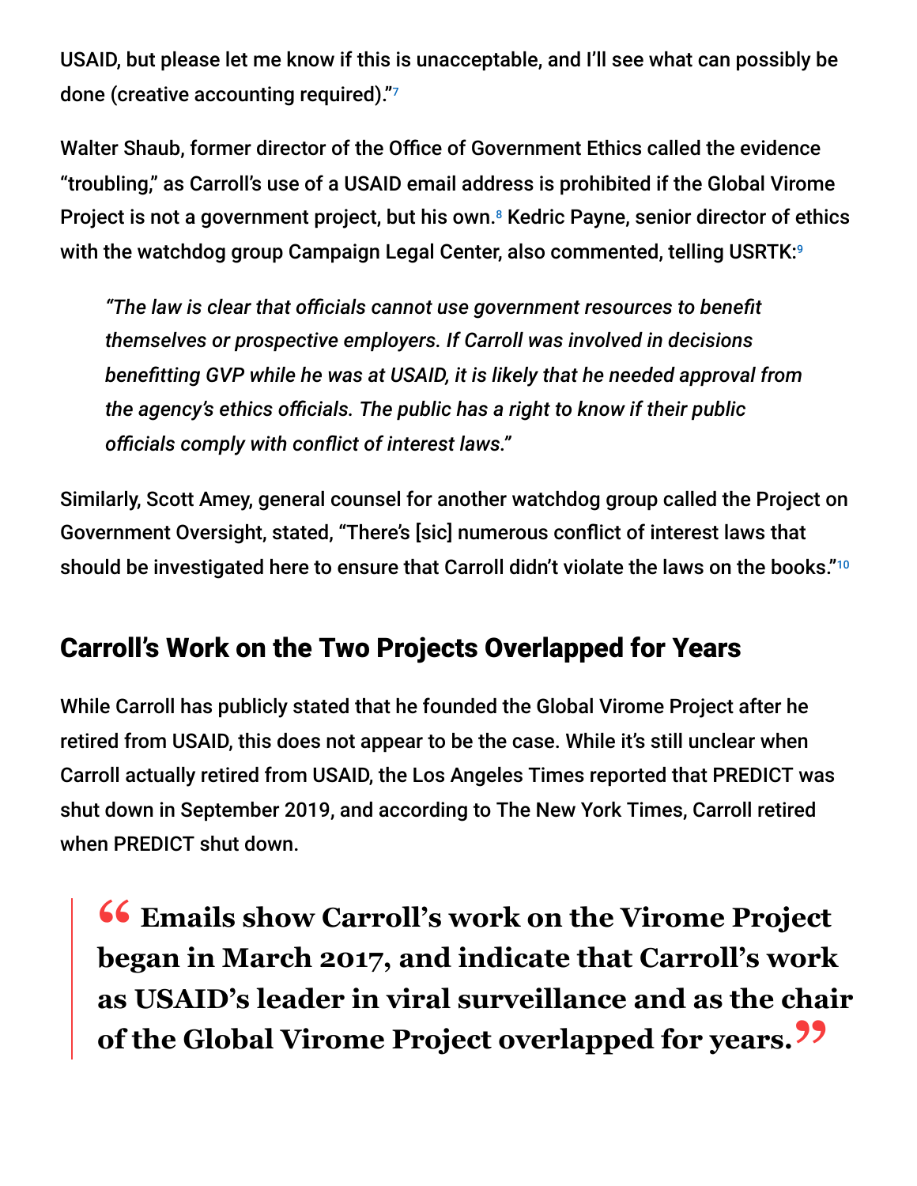USAID, but please let me know if this is unacceptable, and I'll see what can possibly be done (creative accounting required)."[7]

Walter Shaub, former director of the Office of Government Ethics called the evidence "troubling," as Carroll's use of a USAID email address is prohibited if the Global Virome Project is not a government project, but his own.[8] Kedric Payne, senior director of ethics with the watchdog group Campaign Legal Center, also commented, telling USRTK:[9]

> *"The law is clear that officials cannot use government resources to benefit themselves or prospective employers. If Carroll was involved in decisions benefitting GVP while he was at USAID, it is likely that he needed approval from the agency's ethics officials. The public has a right to know if their public officials comply with conflict of interest laws."*

Similarly, Scott Amey, general counsel for another watchdog group called the Project on Government Oversight, stated, "There's [sic] numerous conflict of interest laws that should be investigated here to ensure that Carroll didn't violate the laws on the books."[10]

## Carroll's Work on the Two Projects Overlapped for Years

While Carroll has publicly stated that he founded the Global Virome Project after he retired from USAID, this does not appear to be the case. While it's still unclear when Carroll actually retired from USAID, the Los Angeles Times reported that PREDICT was shut down in September 2019, and according to The New York Times, Carroll retired when PREDICT shut down.

> **"Emails show Carroll's work on the Virome Project began in March 2017, and indicate that Carroll's work as USAID's leader in viral surveillance and as the chair of the Global Virome Project overlapped for years."**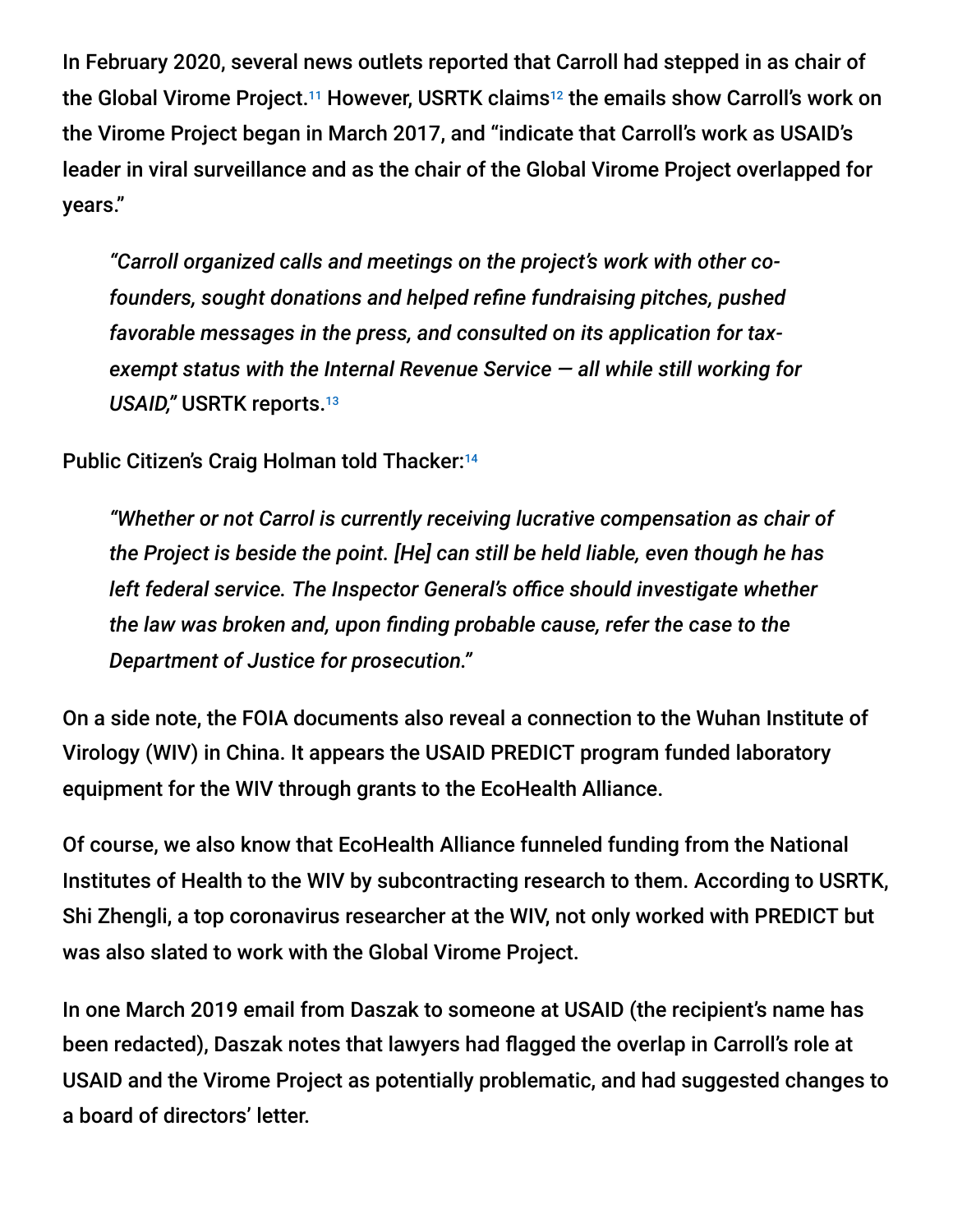In February 2020, several news outlets reported that Carroll had stepped in as chair of the Global Virome Project.[11] However, USRTK claims[12] the emails show Carroll's work on the Virome Project began in March 2017, and "indicate that Carroll's work as USAID's leader in viral surveillance and as the chair of the Global Virome Project overlapped for years."

> *"Carroll organized calls and meetings on the project's work with other co-founders, sought donations and helped refine fundraising pitches, pushed favorable messages in the press, and consulted on its application for tax-exempt status with the Internal Revenue Service — all while still working for USAID,"* USRTK reports.[13]

Public Citizen's Craig Holman told Thacker:[14]

> *"Whether or not Carrol is currently receiving lucrative compensation as chair of the Project is beside the point. [He] can still be held liable, even though he has left federal service. The Inspector General's office should investigate whether the law was broken and, upon finding probable cause, refer the case to the Department of Justice for prosecution."*

On a side note, the FOIA documents also reveal a connection to the Wuhan Institute of Virology (WIV) in China. It appears the USAID PREDICT program funded laboratory equipment for the WIV through grants to the EcoHealth Alliance.

Of course, we also know that EcoHealth Alliance funneled funding from the National Institutes of Health to the WIV by subcontracting research to them. According to USRTK, Shi Zhengli, a top coronavirus researcher at the WIV, not only worked with PREDICT but was also slated to work with the Global Virome Project.

In one March 2019 email from Daszak to someone at USAID (the recipient's name has been redacted), Daszak notes that lawyers had flagged the overlap in Carroll's role at USAID and the Virome Project as potentially problematic, and had suggested changes to a board of directors' letter.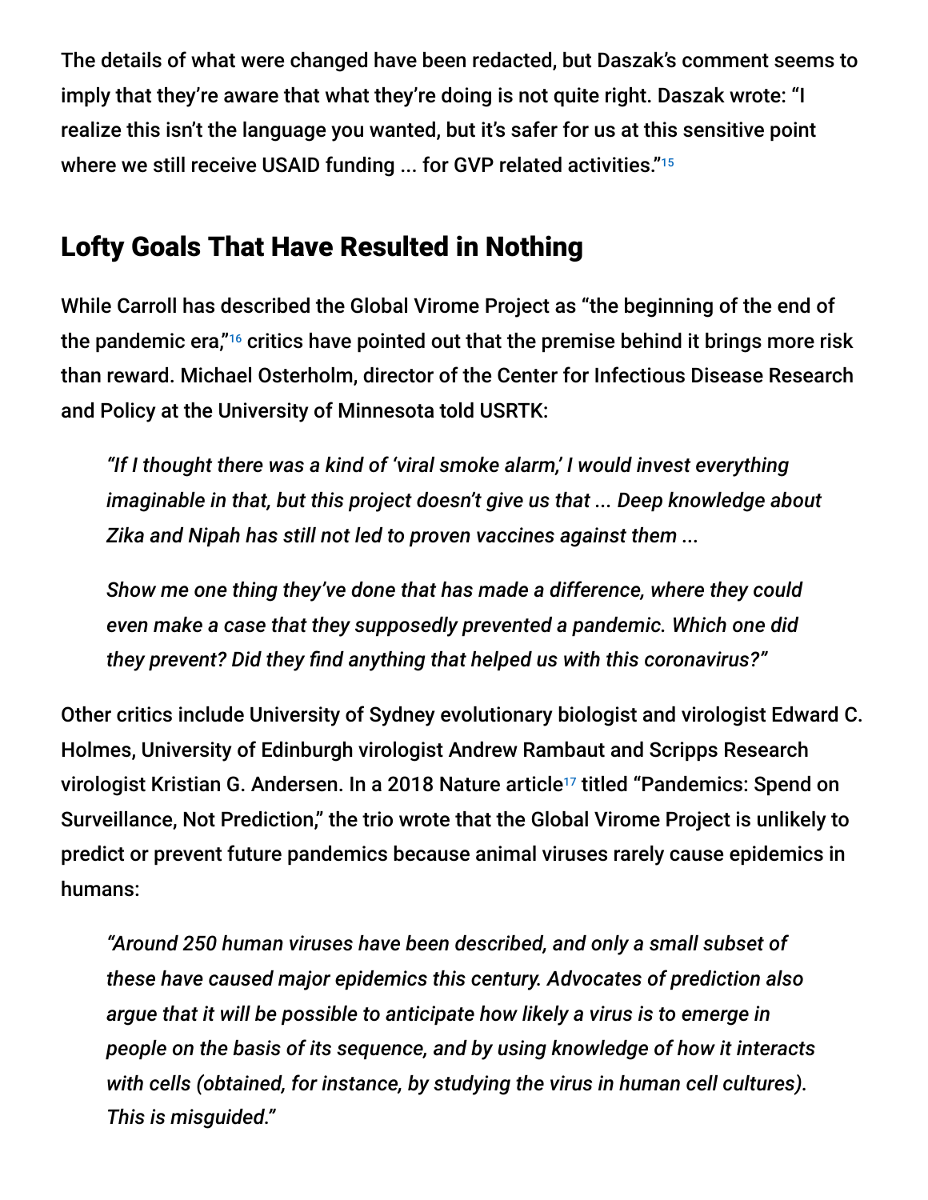The details of what were changed have been redacted, but Daszak's comment seems to imply that they're aware that what they're doing is not quite right. Daszak wrote: "I realize this isn't the language you wanted, but it's safer for us at this sensitive point where we still receive USAID funding ... for GVP related activities."[15]

## Lofty Goals That Have Resulted in Nothing

While Carroll has described the Global Virome Project as "the beginning of the end of the pandemic era,"[16] critics have pointed out that the premise behind it brings more risk than reward. Michael Osterholm, director of the Center for Infectious Disease Research and Policy at the University of Minnesota told USRTK:

> *"If I thought there was a kind of 'viral smoke alarm,' I would invest everything imaginable in that, but this project doesn't give us that ... Deep knowledge about Zika and Nipah has still not led to proven vaccines against them ...*
>
> *Show me one thing they've done that has made a difference, where they could even make a case that they supposedly prevented a pandemic. Which one did they prevent? Did they find anything that helped us with this coronavirus?"*

Other critics include University of Sydney evolutionary biologist and virologist Edward C. Holmes, University of Edinburgh virologist Andrew Rambaut and Scripps Research virologist Kristian G. Andersen. In a 2018 Nature article[17] titled "Pandemics: Spend on Surveillance, Not Prediction," the trio wrote that the Global Virome Project is unlikely to predict or prevent future pandemics because animal viruses rarely cause epidemics in humans:

> *"Around 250 human viruses have been described, and only a small subset of these have caused major epidemics this century. Advocates of prediction also argue that it will be possible to anticipate how likely a virus is to emerge in people on the basis of its sequence, and by using knowledge of how it interacts with cells (obtained, for instance, by studying the virus in human cell cultures). This is misguided."*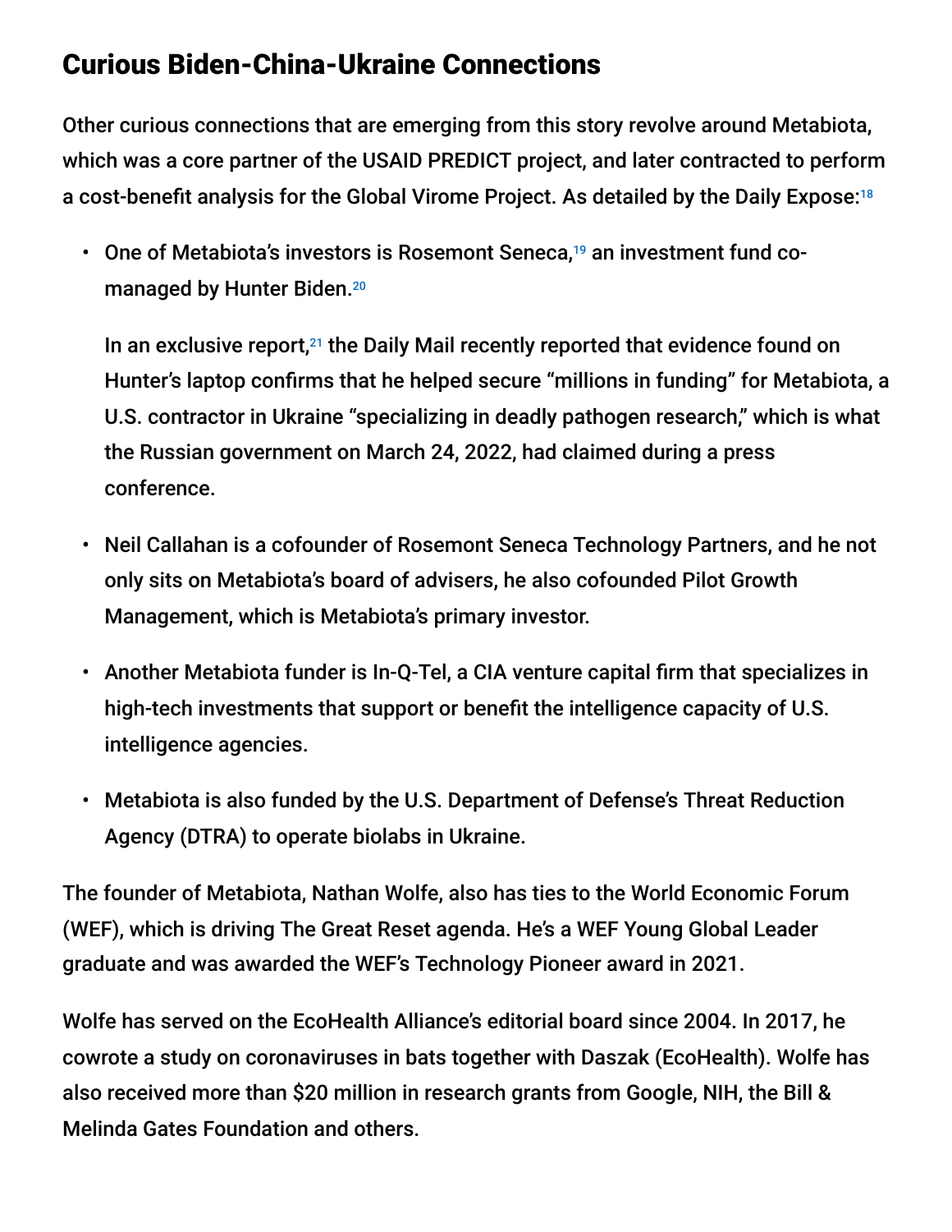## Curious Biden-China-Ukraine Connections

Other curious connections that are emerging from this story revolve around Metabiota, which was a core partner of the USAID PREDICT project, and later contracted to perform a cost-benefit analysis for the Global Virome Project. As detailed by the Daily Expose:[18]

- One of Metabiota's investors is Rosemont Seneca,[19] an investment fund co-managed by Hunter Biden.[20]

  In an exclusive report,[21] the Daily Mail recently reported that evidence found on Hunter's laptop confirms that he helped secure "millions in funding" for Metabiota, a U.S. contractor in Ukraine "specializing in deadly pathogen research," which is what the Russian government on March 24, 2022, had claimed during a press conference.

- Neil Callahan is a cofounder of Rosemont Seneca Technology Partners, and he not only sits on Metabiota's board of advisers, he also cofounded Pilot Growth Management, which is Metabiota's primary investor.

- Another Metabiota funder is In-Q-Tel, a CIA venture capital firm that specializes in high-tech investments that support or benefit the intelligence capacity of U.S. intelligence agencies.

- Metabiota is also funded by the U.S. Department of Defense's Threat Reduction Agency (DTRA) to operate biolabs in Ukraine.

The founder of Metabiota, Nathan Wolfe, also has ties to the World Economic Forum (WEF), which is driving The Great Reset agenda. He's a WEF Young Global Leader graduate and was awarded the WEF's Technology Pioneer award in 2021.

Wolfe has served on the EcoHealth Alliance's editorial board since 2004. In 2017, he cowrote a study on coronaviruses in bats together with Daszak (EcoHealth). Wolfe has also received more than $20 million in research grants from Google, NIH, the Bill & Melinda Gates Foundation and others.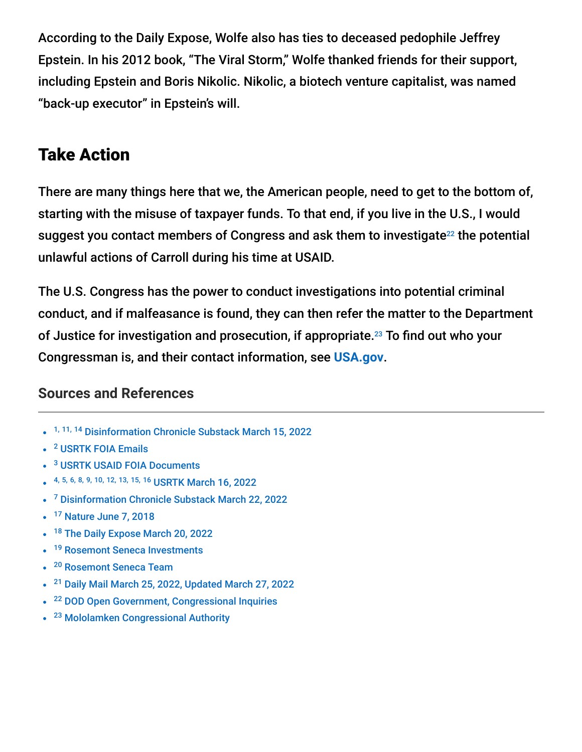According to the Daily Expose, Wolfe also has ties to deceased pedophile Jeffrey Epstein. In his 2012 book, "The Viral Storm," Wolfe thanked friends for their support, including Epstein and Boris Nikolic. Nikolic, a biotech venture capitalist, was named "back-up executor" in Epstein's will.

## Take Action

There are many things here that we, the American people, need to get to the bottom of, starting with the misuse of taxpayer funds. To that end, if you live in the U.S., I would suggest you contact members of Congress and ask them to investigate[22] the potential unlawful actions of Carroll during his time at USAID.

The U.S. Congress has the power to conduct investigations into potential criminal conduct, and if malfeasance is found, they can then refer the matter to the Department of Justice for investigation and prosecution, if appropriate.[23] To find out who your Congressman is, and their contact information, see **USA.gov**.

### Sources and References

- [1, 11, 14] Disinformation Chronicle Substack March 15, 2022
- [2] USRTK FOIA Emails
- [3] USRTK USAID FOIA Documents
- [4, 5, 6, 8, 9, 10, 12, 13, 15, 16] USRTK March 16, 2022
- [7] Disinformation Chronicle Substack March 22, 2022
- [17] Nature June 7, 2018
- [18] The Daily Expose March 20, 2022
- [19] Rosemont Seneca Investments
- [20] Rosemont Seneca Team
- [21] Daily Mail March 25, 2022, Updated March 27, 2022
- [22] DOD Open Government, Congressional Inquiries
- [23] Mololamken Congressional Authority